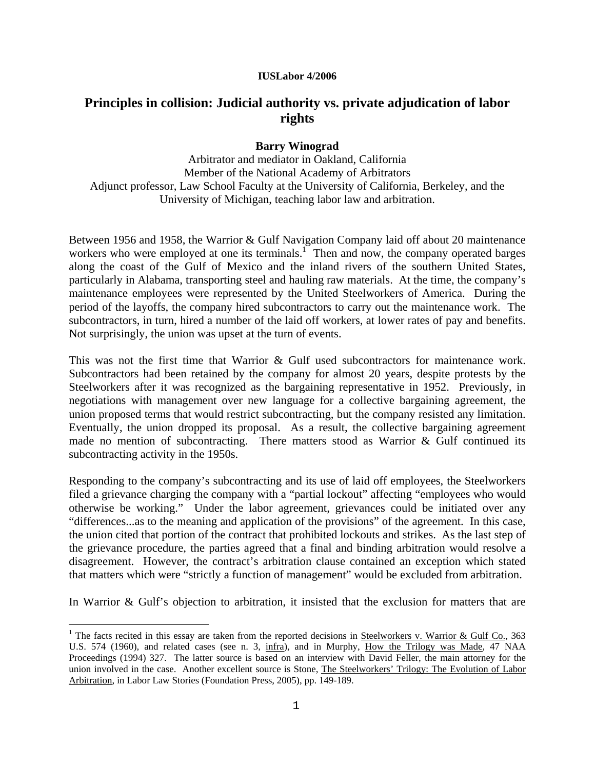**IUSLabor 4/2006**

# Principles in collision: Judicial authority vs. private adjudication of labor rights

**Barry Winograd**

Arbitrator and mediator in Oakland, California
Member of the National Academy of Arbitrators
Adjunct professor, Law School Faculty at the University of California, Berkeley, and the University of Michigan, teaching labor law and arbitration.

Between 1956 and 1958, the Warrior & Gulf Navigation Company laid off about 20 maintenance workers who were employed at one its terminals.[1] Then and now, the company operated barges along the coast of the Gulf of Mexico and the inland rivers of the southern United States, particularly in Alabama, transporting steel and hauling raw materials. At the time, the company's maintenance employees were represented by the United Steelworkers of America. During the period of the layoffs, the company hired subcontractors to carry out the maintenance work. The subcontractors, in turn, hired a number of the laid off workers, at lower rates of pay and benefits. Not surprisingly, the union was upset at the turn of events.

This was not the first time that Warrior & Gulf used subcontractors for maintenance work. Subcontractors had been retained by the company for almost 20 years, despite protests by the Steelworkers after it was recognized as the bargaining representative in 1952. Previously, in negotiations with management over new language for a collective bargaining agreement, the union proposed terms that would restrict subcontracting, but the company resisted any limitation. Eventually, the union dropped its proposal. As a result, the collective bargaining agreement made no mention of subcontracting. There matters stood as Warrior & Gulf continued its subcontracting activity in the 1950s.

Responding to the company's subcontracting and its use of laid off employees, the Steelworkers filed a grievance charging the company with a "partial lockout" affecting "employees who would otherwise be working." Under the labor agreement, grievances could be initiated over any "differences...as to the meaning and application of the provisions" of the agreement. In this case, the union cited that portion of the contract that prohibited lockouts and strikes. As the last step of the grievance procedure, the parties agreed that a final and binding arbitration would resolve a disagreement. However, the contract's arbitration clause contained an exception which stated that matters which were "strictly a function of management" would be excluded from arbitration.

In Warrior & Gulf's objection to arbitration, it insisted that the exclusion for matters that are

---

[1] The facts recited in this essay are taken from the reported decisions in Steelworkers v. Warrior & Gulf Co., 363 U.S. 574 (1960), and related cases (see n. 3, infra), and in Murphy, How the Trilogy was Made, 47 NAA Proceedings (1994) 327. The latter source is based on an interview with David Feller, the main attorney for the union involved in the case. Another excellent source is Stone, The Steelworkers' Trilogy: The Evolution of Labor Arbitration, in Labor Law Stories (Foundation Press, 2005), pp. 149-189.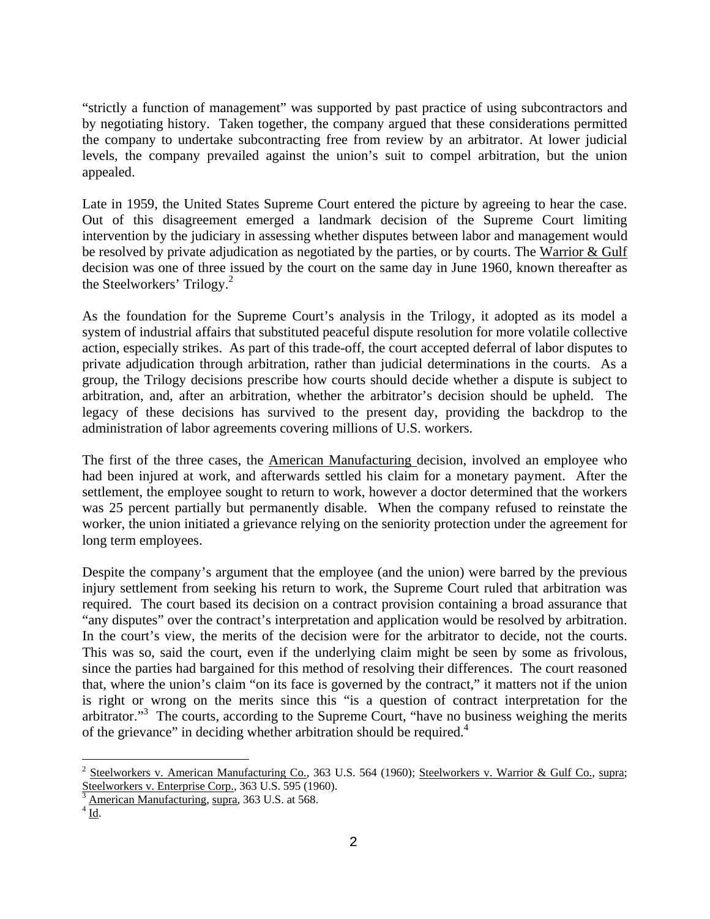"strictly a function of management" was supported by past practice of using subcontractors and by negotiating history. Taken together, the company argued that these considerations permitted the company to undertake subcontracting free from review by an arbitrator. At lower judicial levels, the company prevailed against the union's suit to compel arbitration, but the union appealed.

Late in 1959, the United States Supreme Court entered the picture by agreeing to hear the case. Out of this disagreement emerged a landmark decision of the Supreme Court limiting intervention by the judiciary in assessing whether disputes between labor and management would be resolved by private adjudication as negotiated by the parties, or by courts. The Warrior & Gulf decision was one of three issued by the court on the same day in June 1960, known thereafter as the Steelworkers' Trilogy.[2]

As the foundation for the Supreme Court's analysis in the Trilogy, it adopted as its model a system of industrial affairs that substituted peaceful dispute resolution for more volatile collective action, especially strikes. As part of this trade-off, the court accepted deferral of labor disputes to private adjudication through arbitration, rather than judicial determinations in the courts. As a group, the Trilogy decisions prescribe how courts should decide whether a dispute is subject to arbitration, and, after an arbitration, whether the arbitrator's decision should be upheld. The legacy of these decisions has survived to the present day, providing the backdrop to the administration of labor agreements covering millions of U.S. workers.

The first of the three cases, the American Manufacturing decision, involved an employee who had been injured at work, and afterwards settled his claim for a monetary payment. After the settlement, the employee sought to return to work, however a doctor determined that the workers was 25 percent partially but permanently disable. When the company refused to reinstate the worker, the union initiated a grievance relying on the seniority protection under the agreement for long term employees.

Despite the company's argument that the employee (and the union) were barred by the previous injury settlement from seeking his return to work, the Supreme Court ruled that arbitration was required. The court based its decision on a contract provision containing a broad assurance that "any disputes" over the contract's interpretation and application would be resolved by arbitration. In the court's view, the merits of the decision were for the arbitrator to decide, not the courts. This was so, said the court, even if the underlying claim might be seen by some as frivolous, since the parties had bargained for this method of resolving their differences. The court reasoned that, where the union's claim "on its face is governed by the contract," it matters not if the union is right or wrong on the merits since this "is a question of contract interpretation for the arbitrator."[3] The courts, according to the Supreme Court, "have no business weighing the merits of the grievance" in deciding whether arbitration should be required.[4]

---

[2] Steelworkers v. American Manufacturing Co., 363 U.S. 564 (1960); Steelworkers v. Warrior & Gulf Co., supra; Steelworkers v. Enterprise Corp., 363 U.S. 595 (1960).

[3] American Manufacturing, supra, 363 U.S. at 568.

[4] Id.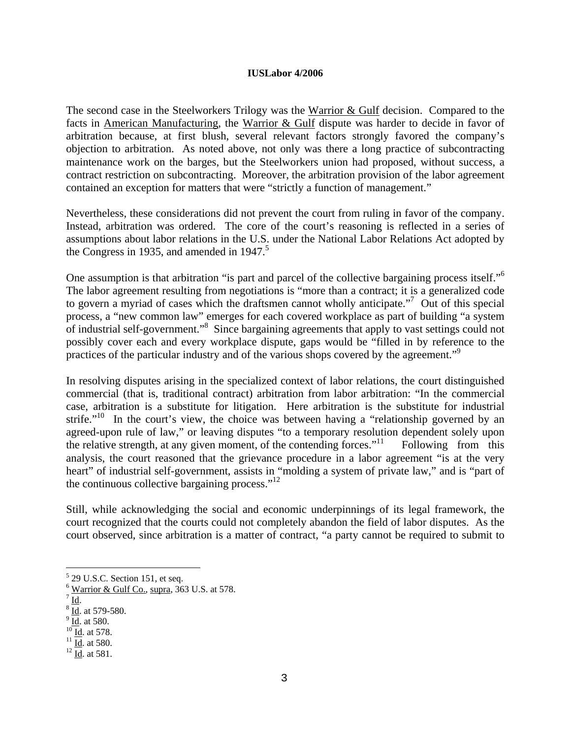The second case in the Steelworkers Trilogy was the Warrior & Gulf decision. Compared to the facts in American Manufacturing, the Warrior & Gulf dispute was harder to decide in favor of arbitration because, at first blush, several relevant factors strongly favored the company's objection to arbitration. As noted above, not only was there a long practice of subcontracting maintenance work on the barges, but the Steelworkers union had proposed, without success, a contract restriction on subcontracting. Moreover, the arbitration provision of the labor agreement contained an exception for matters that were "strictly a function of management."

Nevertheless, these considerations did not prevent the court from ruling in favor of the company. Instead, arbitration was ordered. The core of the court's reasoning is reflected in a series of assumptions about labor relations in the U.S. under the National Labor Relations Act adopted by the Congress in 1935, and amended in 1947.[5]

One assumption is that arbitration "is part and parcel of the collective bargaining process itself."[6] The labor agreement resulting from negotiations is "more than a contract; it is a generalized code to govern a myriad of cases which the draftsmen cannot wholly anticipate."[7] Out of this special process, a "new common law" emerges for each covered workplace as part of building "a system of industrial self-government."[8] Since bargaining agreements that apply to vast settings could not possibly cover each and every workplace dispute, gaps would be "filled in by reference to the practices of the particular industry and of the various shops covered by the agreement."[9]

In resolving disputes arising in the specialized context of labor relations, the court distinguished commercial (that is, traditional contract) arbitration from labor arbitration: "In the commercial case, arbitration is a substitute for litigation. Here arbitration is the substitute for industrial strife."[10] In the court's view, the choice was between having a "relationship governed by an agreed-upon rule of law," or leaving disputes "to a temporary resolution dependent solely upon the relative strength, at any given moment, of the contending forces."[11] Following from this analysis, the court reasoned that the grievance procedure in a labor agreement "is at the very heart" of industrial self-government, assists in "molding a system of private law," and is "part of the continuous collective bargaining process."[12]

Still, while acknowledging the social and economic underpinnings of its legal framework, the court recognized that the courts could not completely abandon the field of labor disputes. As the court observed, since arbitration is a matter of contract, "a party cannot be required to submit to

---

[5] 29 U.S.C. Section 151, et seq.
[6] Warrior & Gulf Co., supra, 363 U.S. at 578.
[7] Id.
[8] Id. at 579-580.
[9] Id. at 580.
[10] Id. at 578.
[11] Id. at 580.
[12] Id. at 581.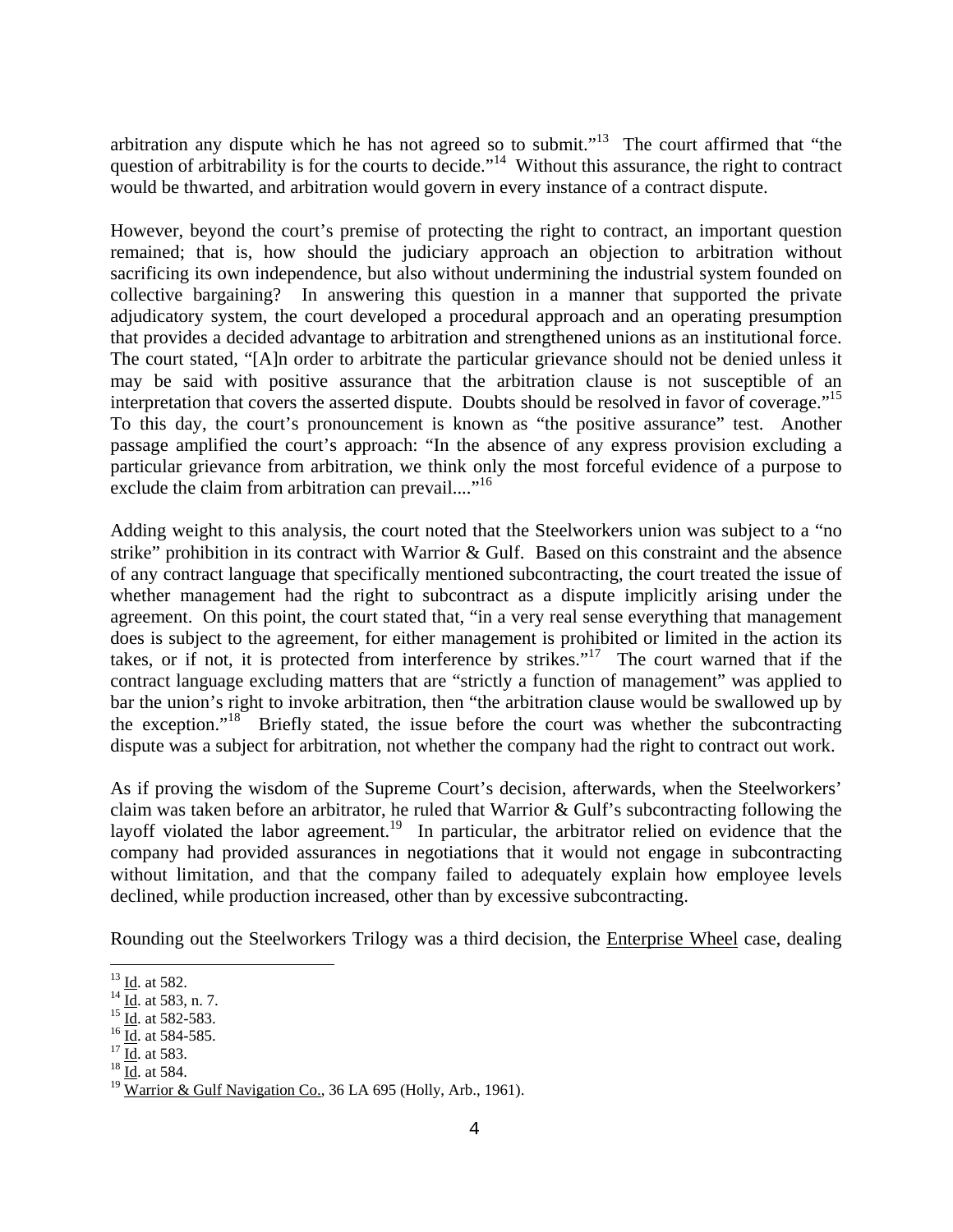arbitration any dispute which he has not agreed so to submit."[13] The court affirmed that "the question of arbitrability is for the courts to decide."[14] Without this assurance, the right to contract would be thwarted, and arbitration would govern in every instance of a contract dispute.

However, beyond the court's premise of protecting the right to contract, an important question remained; that is, how should the judiciary approach an objection to arbitration without sacrificing its own independence, but also without undermining the industrial system founded on collective bargaining? In answering this question in a manner that supported the private adjudicatory system, the court developed a procedural approach and an operating presumption that provides a decided advantage to arbitration and strengthened unions as an institutional force. The court stated, "[A]n order to arbitrate the particular grievance should not be denied unless it may be said with positive assurance that the arbitration clause is not susceptible of an interpretation that covers the asserted dispute. Doubts should be resolved in favor of coverage."[15] To this day, the court's pronouncement is known as "the positive assurance" test. Another passage amplified the court's approach: "In the absence of any express provision excluding a particular grievance from arbitration, we think only the most forceful evidence of a purpose to exclude the claim from arbitration can prevail...."[16]

Adding weight to this analysis, the court noted that the Steelworkers union was subject to a "no strike" prohibition in its contract with Warrior & Gulf. Based on this constraint and the absence of any contract language that specifically mentioned subcontracting, the court treated the issue of whether management had the right to subcontract as a dispute implicitly arising under the agreement. On this point, the court stated that, "in a very real sense everything that management does is subject to the agreement, for either management is prohibited or limited in the action its takes, or if not, it is protected from interference by strikes."[17] The court warned that if the contract language excluding matters that are "strictly a function of management" was applied to bar the union's right to invoke arbitration, then "the arbitration clause would be swallowed up by the exception."[18] Briefly stated, the issue before the court was whether the subcontracting dispute was a subject for arbitration, not whether the company had the right to contract out work.

As if proving the wisdom of the Supreme Court's decision, afterwards, when the Steelworkers' claim was taken before an arbitrator, he ruled that Warrior & Gulf's subcontracting following the layoff violated the labor agreement.[19] In particular, the arbitrator relied on evidence that the company had provided assurances in negotiations that it would not engage in subcontracting without limitation, and that the company failed to adequately explain how employee levels declined, while production increased, other than by excessive subcontracting.

Rounding out the Steelworkers Trilogy was a third decision, the Enterprise Wheel case, dealing

---

[13] Id. at 582.
[14] Id. at 583, n. 7.
[15] Id. at 582-583.
[16] Id. at 584-585.
[17] Id. at 583.
[18] Id. at 584.
[19] Warrior & Gulf Navigation Co., 36 LA 695 (Holly, Arb., 1961).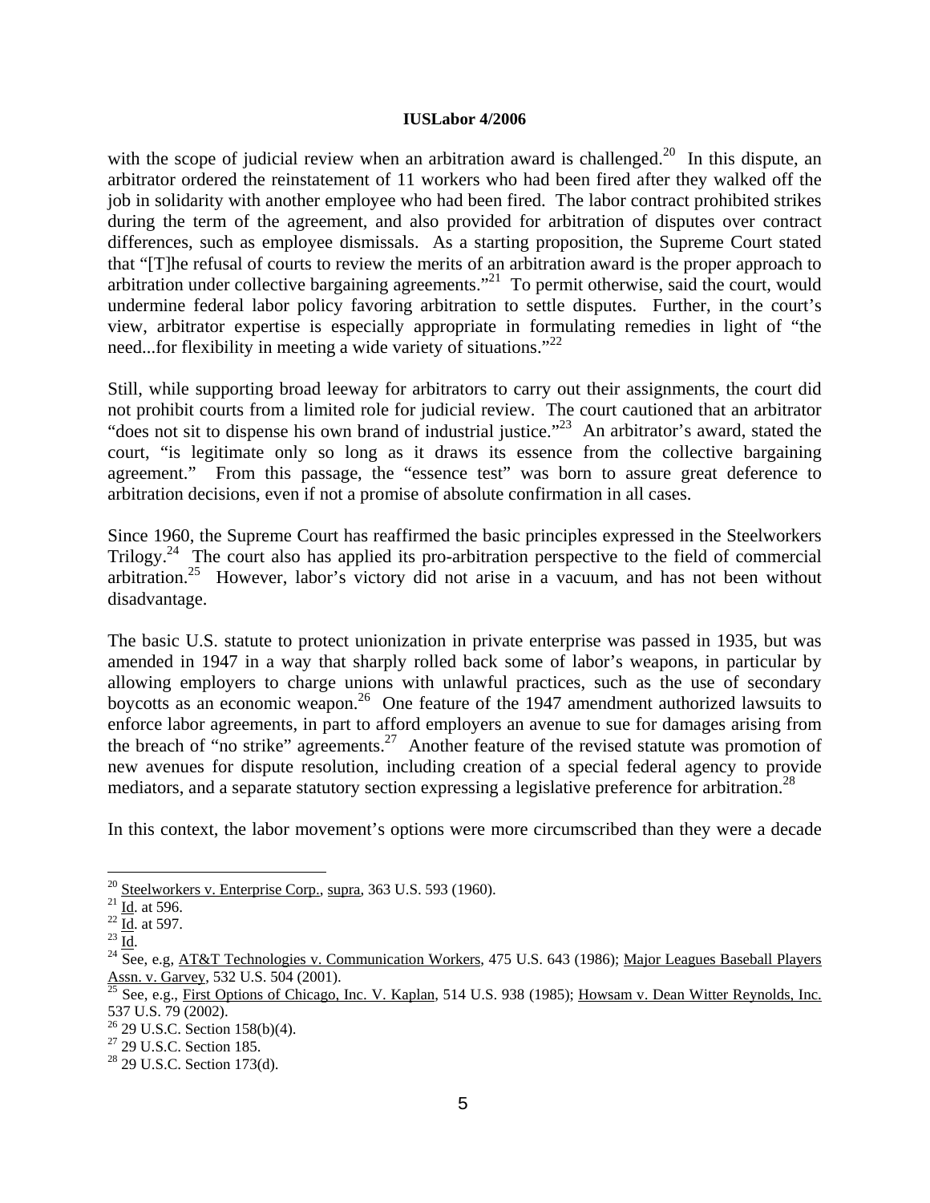with the scope of judicial review when an arbitration award is challenged.[20] In this dispute, an arbitrator ordered the reinstatement of 11 workers who had been fired after they walked off the job in solidarity with another employee who had been fired. The labor contract prohibited strikes during the term of the agreement, and also provided for arbitration of disputes over contract differences, such as employee dismissals. As a starting proposition, the Supreme Court stated that "[T]he refusal of courts to review the merits of an arbitration award is the proper approach to arbitration under collective bargaining agreements."[21] To permit otherwise, said the court, would undermine federal labor policy favoring arbitration to settle disputes. Further, in the court's view, arbitrator expertise is especially appropriate in formulating remedies in light of "the need...for flexibility in meeting a wide variety of situations."[22]

Still, while supporting broad leeway for arbitrators to carry out their assignments, the court did not prohibit courts from a limited role for judicial review. The court cautioned that an arbitrator "does not sit to dispense his own brand of industrial justice."[23] An arbitrator's award, stated the court, "is legitimate only so long as it draws its essence from the collective bargaining agreement." From this passage, the "essence test" was born to assure great deference to arbitration decisions, even if not a promise of absolute confirmation in all cases.

Since 1960, the Supreme Court has reaffirmed the basic principles expressed in the Steelworkers Trilogy.[24] The court also has applied its pro-arbitration perspective to the field of commercial arbitration.[25] However, labor's victory did not arise in a vacuum, and has not been without disadvantage.

The basic U.S. statute to protect unionization in private enterprise was passed in 1935, but was amended in 1947 in a way that sharply rolled back some of labor's weapons, in particular by allowing employers to charge unions with unlawful practices, such as the use of secondary boycotts as an economic weapon.[26] One feature of the 1947 amendment authorized lawsuits to enforce labor agreements, in part to afford employers an avenue to sue for damages arising from the breach of "no strike" agreements.[27] Another feature of the revised statute was promotion of new avenues for dispute resolution, including creation of a special federal agency to provide mediators, and a separate statutory section expressing a legislative preference for arbitration.[28]

In this context, the labor movement's options were more circumscribed than they were a decade

---

[20] Steelworkers v. Enterprise Corp., supra, 363 U.S. 593 (1960).

[21] Id. at 596.

[22] Id. at 597.

[23] Id.

[24] See, e.g, AT&T Technologies v. Communication Workers, 475 U.S. 643 (1986); Major Leagues Baseball Players Assn. v. Garvey, 532 U.S. 504 (2001).

[25] See, e.g., First Options of Chicago, Inc. V. Kaplan, 514 U.S. 938 (1985); Howsam v. Dean Witter Reynolds, Inc. 537 U.S. 79 (2002).

[26] 29 U.S.C. Section 158(b)(4).

[27] 29 U.S.C. Section 185.

[28] 29 U.S.C. Section 173(d).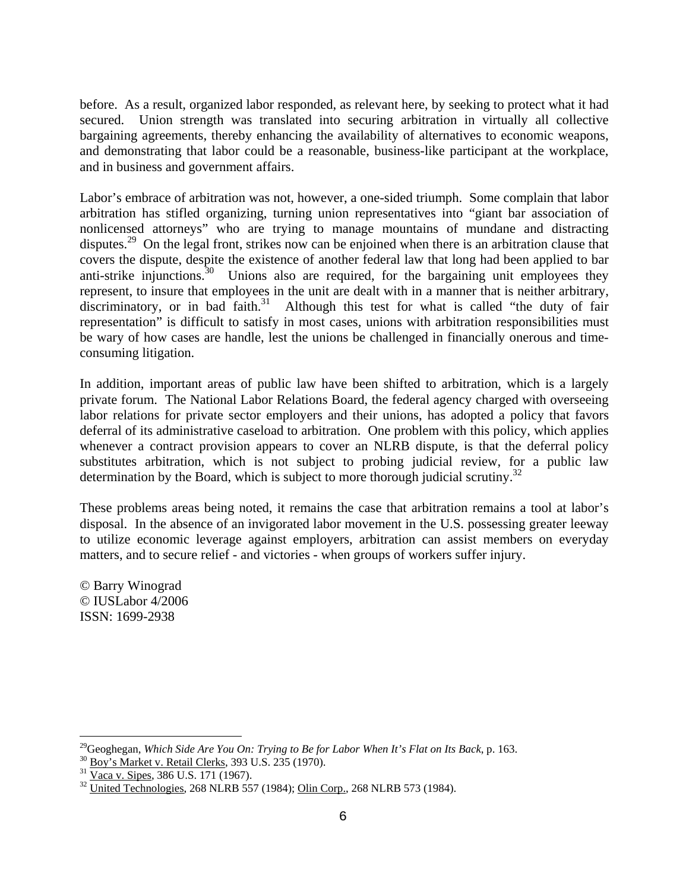before. As a result, organized labor responded, as relevant here, by seeking to protect what it had secured. Union strength was translated into securing arbitration in virtually all collective bargaining agreements, thereby enhancing the availability of alternatives to economic weapons, and demonstrating that labor could be a reasonable, business-like participant at the workplace, and in business and government affairs.

Labor's embrace of arbitration was not, however, a one-sided triumph. Some complain that labor arbitration has stifled organizing, turning union representatives into "giant bar association of nonlicensed attorneys" who are trying to manage mountains of mundane and distracting disputes.[29] On the legal front, strikes now can be enjoined when there is an arbitration clause that covers the dispute, despite the existence of another federal law that long had been applied to bar anti-strike injunctions.[30] Unions also are required, for the bargaining unit employees they represent, to insure that employees in the unit are dealt with in a manner that is neither arbitrary, discriminatory, or in bad faith.[31] Although this test for what is called "the duty of fair representation" is difficult to satisfy in most cases, unions with arbitration responsibilities must be wary of how cases are handle, lest the unions be challenged in financially onerous and time-consuming litigation.

In addition, important areas of public law have been shifted to arbitration, which is a largely private forum. The National Labor Relations Board, the federal agency charged with overseeing labor relations for private sector employers and their unions, has adopted a policy that favors deferral of its administrative caseload to arbitration. One problem with this policy, which applies whenever a contract provision appears to cover an NLRB dispute, is that the deferral policy substitutes arbitration, which is not subject to probing judicial review, for a public law determination by the Board, which is subject to more thorough judicial scrutiny.[32]

These problems areas being noted, it remains the case that arbitration remains a tool at labor's disposal. In the absence of an invigorated labor movement in the U.S. possessing greater leeway to utilize economic leverage against employers, arbitration can assist members on everyday matters, and to secure relief - and victories - when groups of workers suffer injury.

© Barry Winograd
© IUSLabor 4/2006
ISSN: 1699-2938

---

[29] Geoghegan, *Which Side Are You On: Trying to Be for Labor When It's Flat on Its Back*, p. 163.

[30] Boy's Market v. Retail Clerks, 393 U.S. 235 (1970).

[31] Vaca v. Sipes, 386 U.S. 171 (1967).

[32] United Technologies, 268 NLRB 557 (1984); Olin Corp., 268 NLRB 573 (1984).